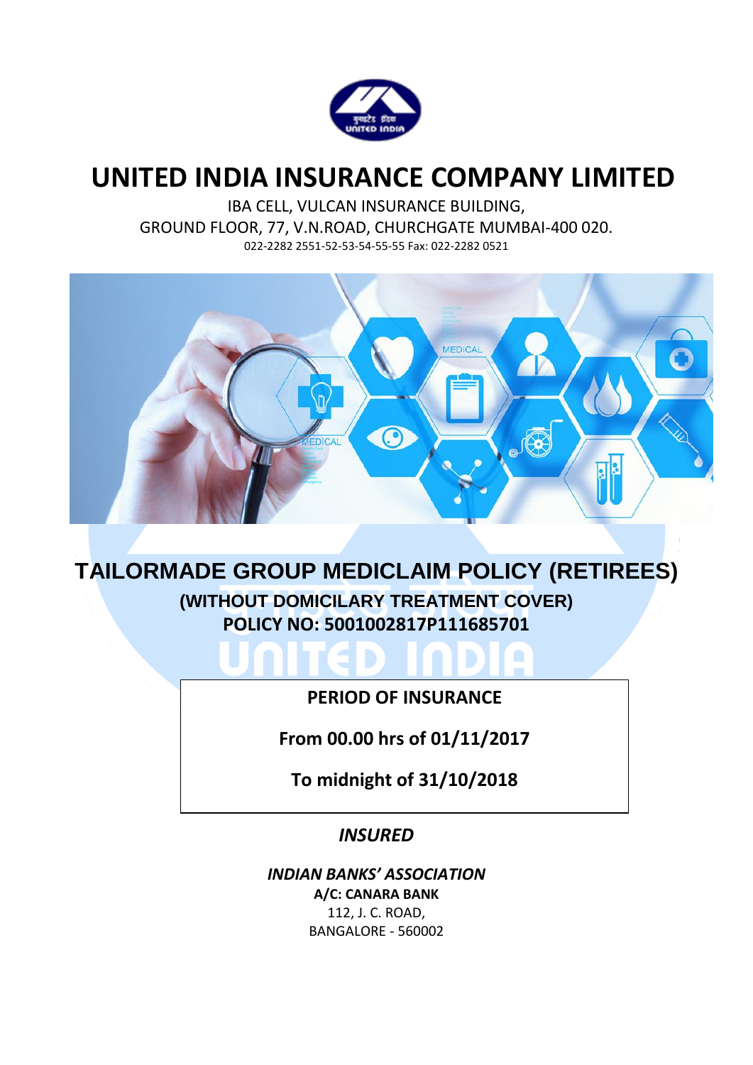# UNITED INDIA INSURANCE COMPANY LIMITED

IBA CELL, VULCAN INSURANCE BUILDING,
GROUND FLOOR, 77, V.N.ROAD, CHURCHGATE MUMBAI-400 020.
022-2282 2551-52-53-54-55-55 Fax: 022-2282 0521

## TAILORMADE GROUP MEDICLAIM POLICY (RETIREES)

### (WITHOUT DOMICILARY TREATMENT COVER)
### POLICY NO: 5001002817P111685701

**PERIOD OF INSURANCE**

**From 00.00 hrs of 01/11/2017**

**To midnight of 31/10/2018**

***INSURED***

***INDIAN BANKS' ASSOCIATION***
**A/C: CANARA BANK**
112, J. C. ROAD,
BANGALORE - 560002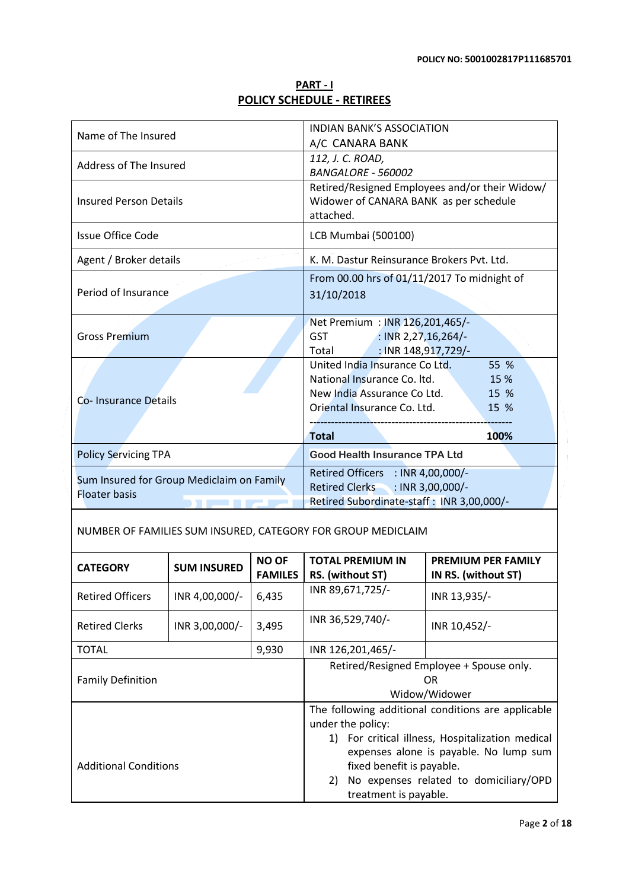POLICY NO: 5001002817P111685701

## PART - I
## POLICY SCHEDULE - RETIREES

| | |
|---|---|
| Name of The Insured | INDIAN BANK'S ASSOCIATION<br>A/C CANARA BANK |
| Address of The Insured | *112, J. C. ROAD,*<br>*BANGALORE - 560002* |
| Insured Person Details | Retired/Resigned Employees and/or their Widow/ Widower of CANARA BANK as per schedule attached. |
| Issue Office Code | LCB Mumbai (500100) |
| Agent / Broker details | K. M. Dastur Reinsurance Brokers Pvt. Ltd. |
| Period of Insurance | From 00.00 hrs of 01/11/2017 To midnight of 31/10/2018 |
| Gross Premium | Net Premium : INR 126,201,465/-<br>GST : INR 2,27,16,264/-<br>Total : INR 148,917,729/- |
| Co- Insurance Details | United India Insurance Co Ltd. 55 %<br>National Insurance Co. ltd. 15 %<br>New India Assurance Co Ltd. 15 %<br>Oriental Insurance Co. Ltd. 15 %<br>---------------------------------------------------------<br>**Total 100%** |
| Policy Servicing TPA | **Good Health Insurance TPA Ltd** |
| Sum Insured for Group Mediclaim on Family Floater basis | Retired Officers : INR 4,00,000/-<br>Retired Clerks : INR 3,00,000/-<br>Retired Subordinate-staff : INR 3,00,000/- |

NUMBER OF FAMILIES SUM INSURED, CATEGORY FOR GROUP MEDICLAIM

| CATEGORY | SUM INSURED | NO OF FAMILES | TOTAL PREMIUM IN RS. (without ST) | PREMIUM PER FAMILY IN RS. (without ST) |
|---|---|---|---|---|
| Retired Officers | INR 4,00,000/- | 6,435 | INR 89,671,725/- | INR 13,935/- |
| Retired Clerks | INR 3,00,000/- | 3,495 | INR 36,529,740/- | INR 10,452/- |
| TOTAL | | 9,930 | INR 126,201,465/- | |

| | |
|---|---|
| Family Definition | Retired/Resigned Employee + Spouse only.<br>OR<br>Widow/Widower |
| Additional Conditions | The following additional conditions are applicable under the policy:<br>1) For critical illness, Hospitalization medical expenses alone is payable. No lump sum fixed benefit is payable.<br>2) No expenses related to domiciliary/OPD treatment is payable. |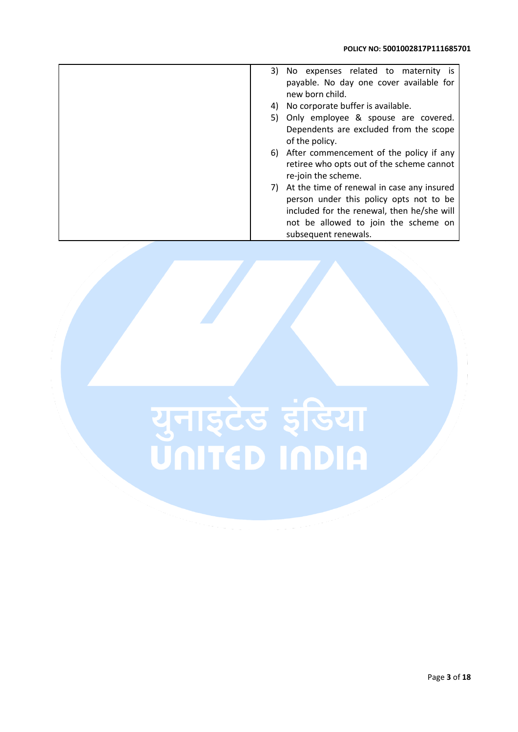| | |
|---|---|
| | 3) No expenses related to maternity is payable. No day one cover available for new born child.<br>4) No corporate buffer is available.<br>5) Only employee & spouse are covered. Dependents are excluded from the scope of the policy.<br>6) After commencement of the policy if any retiree who opts out of the scheme cannot re-join the scheme.<br>7) At the time of renewal in case any insured person under this policy opts not to be included for the renewal, then he/she will not be allowed to join the scheme on subsequent renewals. |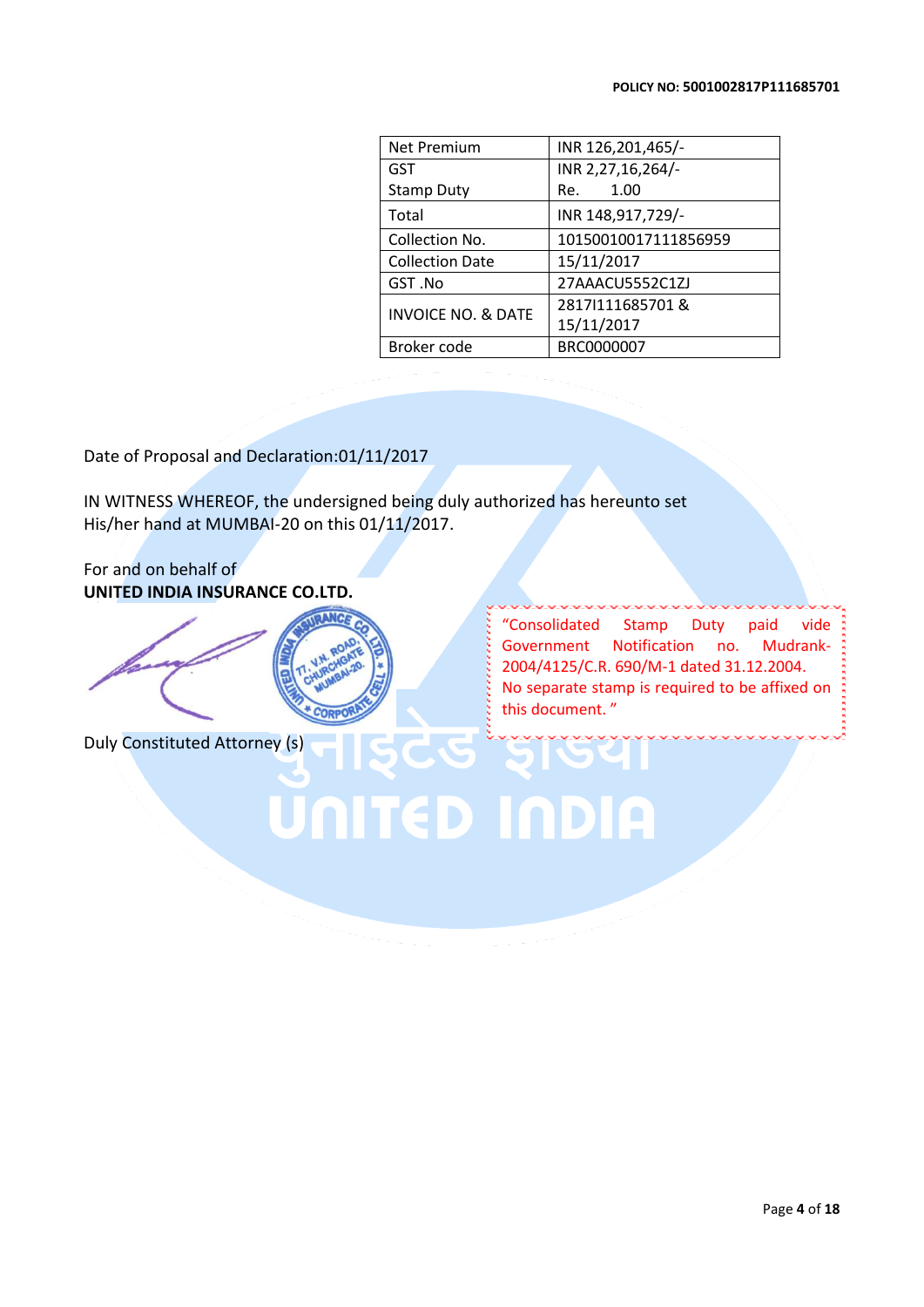**POLICY NO: 5001002817P111685701**

| Net Premium | INR 126,201,465/- |
|---|---|
| GST<br>Stamp Duty | INR 2,27,16,264/-<br>Re. 1.00 |
| Total | INR 148,917,729/- |
| Collection No. | 101500100171118569​59 |
| Collection Date | 15/11/2017 |
| GST .No | 27AAACU5552C1ZJ |
| INVOICE NO. & DATE | 2817I111685701 & 15/11/2017 |
| Broker code | BRC0000007 |

Date of Proposal and Declaration:01/11/2017

IN WITNESS WHEREOF, the undersigned being duly authorized has hereunto set His/her hand at MUMBAI-20 on this 01/11/2017.

For and on behalf of
**UNITED INDIA INSURANCE CO.LTD.**

Duly Constituted Attorney (s)

"Consolidated Stamp Duty paid vide Government Notification no. Mudrank-2004/4125/C.R. 690/M-1 dated 31.12.2004. No separate stamp is required to be affixed on this document. "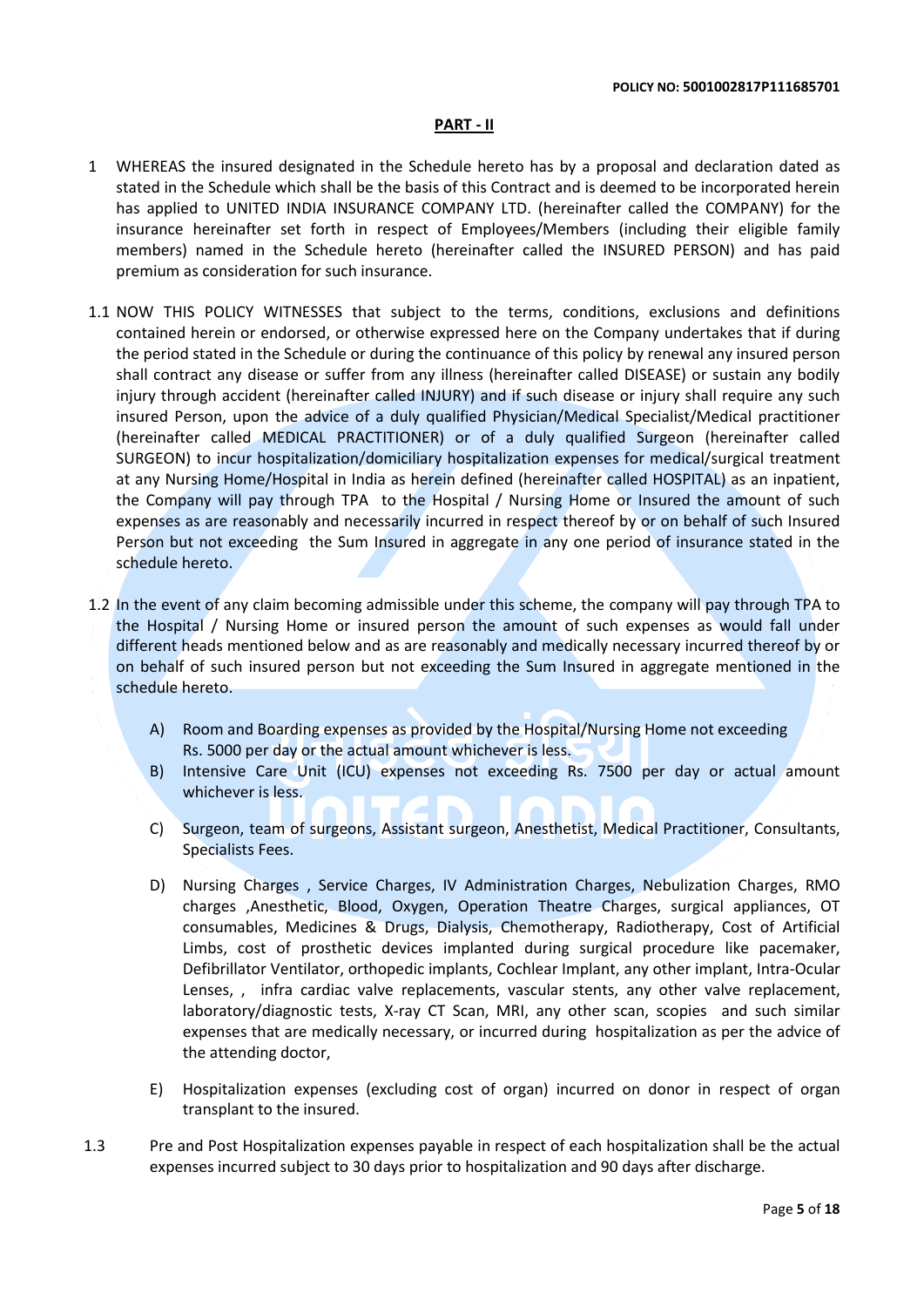## PART - II

1 WHEREAS the insured designated in the Schedule hereto has by a proposal and declaration dated as stated in the Schedule which shall be the basis of this Contract and is deemed to be incorporated herein has applied to UNITED INDIA INSURANCE COMPANY LTD. (hereinafter called the COMPANY) for the insurance hereinafter set forth in respect of Employees/Members (including their eligible family members) named in the Schedule hereto (hereinafter called the INSURED PERSON) and has paid premium as consideration for such insurance.

1.1 NOW THIS POLICY WITNESSES that subject to the terms, conditions, exclusions and definitions contained herein or endorsed, or otherwise expressed here on the Company undertakes that if during the period stated in the Schedule or during the continuance of this policy by renewal any insured person shall contract any disease or suffer from any illness (hereinafter called DISEASE) or sustain any bodily injury through accident (hereinafter called INJURY) and if such disease or injury shall require any such insured Person, upon the advice of a duly qualified Physician/Medical Specialist/Medical practitioner (hereinafter called MEDICAL PRACTITIONER) or of a duly qualified Surgeon (hereinafter called SURGEON) to incur hospitalization/domiciliary hospitalization expenses for medical/surgical treatment at any Nursing Home/Hospital in India as herein defined (hereinafter called HOSPITAL) as an inpatient, the Company will pay through TPA to the Hospital / Nursing Home or Insured the amount of such expenses as are reasonably and necessarily incurred in respect thereof by or on behalf of such Insured Person but not exceeding the Sum Insured in aggregate in any one period of insurance stated in the schedule hereto.

1.2 In the event of any claim becoming admissible under this scheme, the company will pay through TPA to the Hospital / Nursing Home or insured person the amount of such expenses as would fall under different heads mentioned below and as are reasonably and medically necessary incurred thereof by or on behalf of such insured person but not exceeding the Sum Insured in aggregate mentioned in the schedule hereto.

A) Room and Boarding expenses as provided by the Hospital/Nursing Home not exceeding Rs. 5000 per day or the actual amount whichever is less.

B) Intensive Care Unit (ICU) expenses not exceeding Rs. 7500 per day or actual amount whichever is less.

C) Surgeon, team of surgeons, Assistant surgeon, Anesthetist, Medical Practitioner, Consultants, Specialists Fees.

D) Nursing Charges , Service Charges, IV Administration Charges, Nebulization Charges, RMO charges ,Anesthetic, Blood, Oxygen, Operation Theatre Charges, surgical appliances, OT consumables, Medicines & Drugs, Dialysis, Chemotherapy, Radiotherapy, Cost of Artificial Limbs, cost of prosthetic devices implanted during surgical procedure like pacemaker, Defibrillator Ventilator, orthopedic implants, Cochlear Implant, any other implant, Intra-Ocular Lenses, , infra cardiac valve replacements, vascular stents, any other valve replacement, laboratory/diagnostic tests, X-ray CT Scan, MRI, any other scan, scopies and such similar expenses that are medically necessary, or incurred during hospitalization as per the advice of the attending doctor,

E) Hospitalization expenses (excluding cost of organ) incurred on donor in respect of organ transplant to the insured.

1.3 Pre and Post Hospitalization expenses payable in respect of each hospitalization shall be the actual expenses incurred subject to 30 days prior to hospitalization and 90 days after discharge.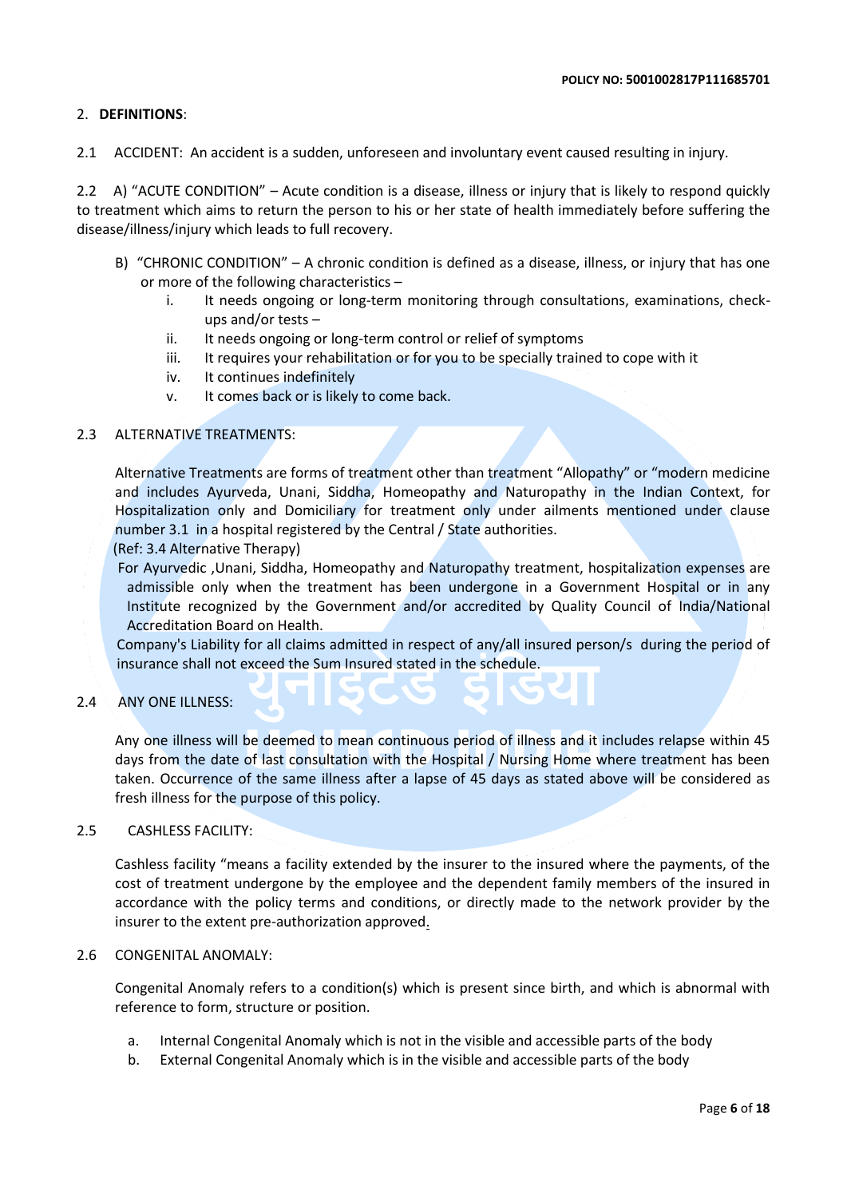## 2. DEFINITIONS:

2.1 ACCIDENT: An accident is a sudden, unforeseen and involuntary event caused resulting in injury.

2.2 A) "ACUTE CONDITION" – Acute condition is a disease, illness or injury that is likely to respond quickly to treatment which aims to return the person to his or her state of health immediately before suffering the disease/illness/injury which leads to full recovery.

B) "CHRONIC CONDITION" – A chronic condition is defined as a disease, illness, or injury that has one or more of the following characteristics –

i. It needs ongoing or long-term monitoring through consultations, examinations, check-ups and/or tests –
ii. It needs ongoing or long-term control or relief of symptoms
iii. It requires your rehabilitation or for you to be specially trained to cope with it
iv. It continues indefinitely
v. It comes back or is likely to come back.

2.3 ALTERNATIVE TREATMENTS:

Alternative Treatments are forms of treatment other than treatment "Allopathy" or "modern medicine and includes Ayurveda, Unani, Siddha, Homeopathy and Naturopathy in the Indian Context, for Hospitalization only and Domiciliary for treatment only under ailments mentioned under clause number 3.1 in a hospital registered by the Central / State authorities.

(Ref: 3.4 Alternative Therapy)

For Ayurvedic ,Unani, Siddha, Homeopathy and Naturopathy treatment, hospitalization expenses are admissible only when the treatment has been undergone in a Government Hospital or in any Institute recognized by the Government and/or accredited by Quality Council of India/National Accreditation Board on Health.

Company's Liability for all claims admitted in respect of any/all insured person/s during the period of insurance shall not exceed the Sum Insured stated in the schedule.

2.4 ANY ONE ILLNESS:

Any one illness will be deemed to mean continuous period of illness and it includes relapse within 45 days from the date of last consultation with the Hospital / Nursing Home where treatment has been taken. Occurrence of the same illness after a lapse of 45 days as stated above will be considered as fresh illness for the purpose of this policy.

2.5 CASHLESS FACILITY:

Cashless facility "means a facility extended by the insurer to the insured where the payments, of the cost of treatment undergone by the employee and the dependent family members of the insured in accordance with the policy terms and conditions, or directly made to the network provider by the insurer to the extent pre-authorization approved.

2.6 CONGENITAL ANOMALY:

Congenital Anomaly refers to a condition(s) which is present since birth, and which is abnormal with reference to form, structure or position.

a. Internal Congenital Anomaly which is not in the visible and accessible parts of the body
b. External Congenital Anomaly which is in the visible and accessible parts of the body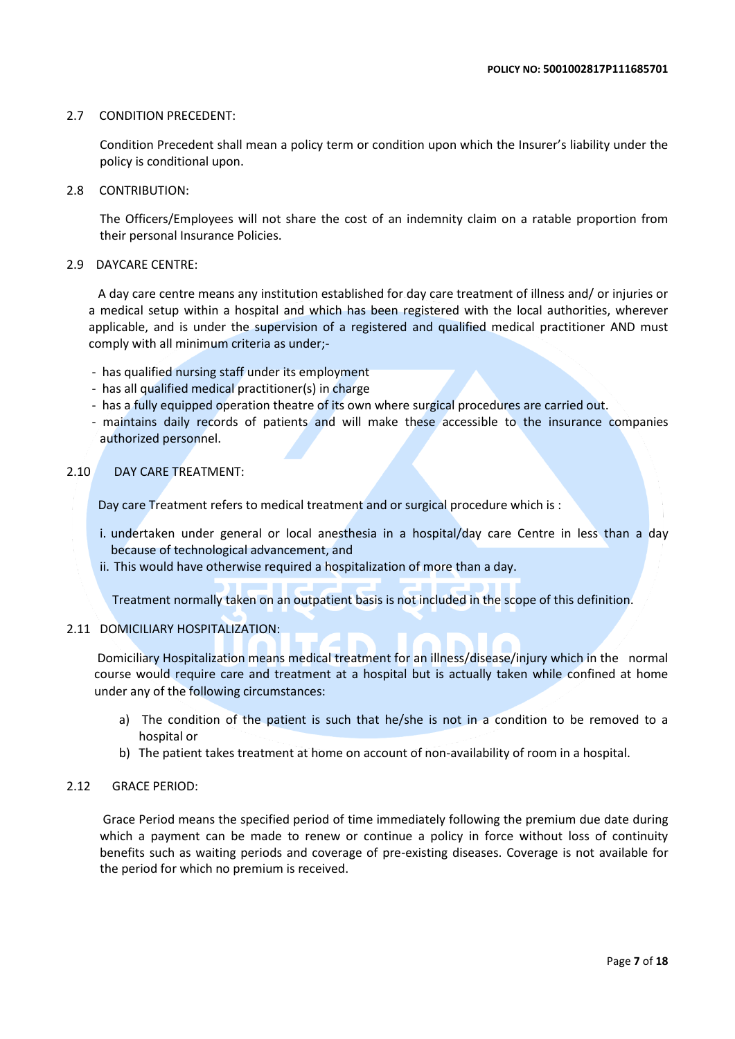2.7 CONDITION PRECEDENT:

Condition Precedent shall mean a policy term or condition upon which the Insurer's liability under the policy is conditional upon.

2.8 CONTRIBUTION:

The Officers/Employees will not share the cost of an indemnity claim on a ratable proportion from their personal Insurance Policies.

2.9 DAYCARE CENTRE:

A day care centre means any institution established for day care treatment of illness and/ or injuries or a medical setup within a hospital and which has been registered with the local authorities, wherever applicable, and is under the supervision of a registered and qualified medical practitioner AND must comply with all minimum criteria as under;-

- has qualified nursing staff under its employment
- has all qualified medical practitioner(s) in charge
- has a fully equipped operation theatre of its own where surgical procedures are carried out.
- maintains daily records of patients and will make these accessible to the insurance companies authorized personnel.

2.10 DAY CARE TREATMENT:

Day care Treatment refers to medical treatment and or surgical procedure which is :

i. undertaken under general or local anesthesia in a hospital/day care Centre in less than a day because of technological advancement, and
ii. This would have otherwise required a hospitalization of more than a day.

Treatment normally taken on an outpatient basis is not included in the scope of this definition.

2.11 DOMICILIARY HOSPITALIZATION:

Domiciliary Hospitalization means medical treatment for an illness/disease/injury which in the normal course would require care and treatment at a hospital but is actually taken while confined at home under any of the following circumstances:

a) The condition of the patient is such that he/she is not in a condition to be removed to a hospital or
b) The patient takes treatment at home on account of non-availability of room in a hospital.

2.12 GRACE PERIOD:

Grace Period means the specified period of time immediately following the premium due date during which a payment can be made to renew or continue a policy in force without loss of continuity benefits such as waiting periods and coverage of pre-existing diseases. Coverage is not available for the period for which no premium is received.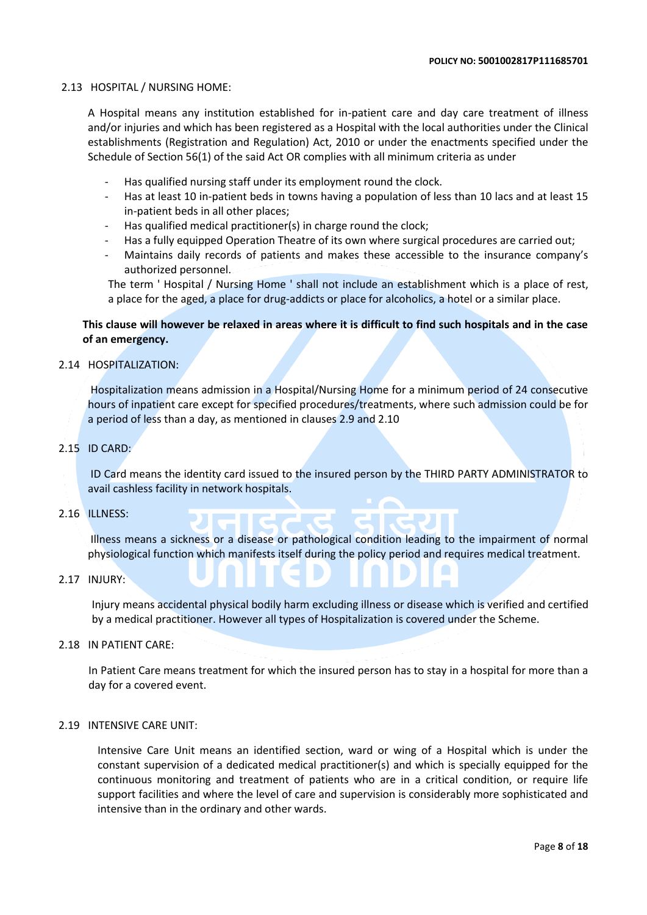### 2.13 HOSPITAL / NURSING HOME:

A Hospital means any institution established for in-patient care and day care treatment of illness and/or injuries and which has been registered as a Hospital with the local authorities under the Clinical establishments (Registration and Regulation) Act, 2010 or under the enactments specified under the Schedule of Section 56(1) of the said Act OR complies with all minimum criteria as under

- Has qualified nursing staff under its employment round the clock.
- Has at least 10 in-patient beds in towns having a population of less than 10 lacs and at least 15 in-patient beds in all other places;
- Has qualified medical practitioner(s) in charge round the clock;
- Has a fully equipped Operation Theatre of its own where surgical procedures are carried out;
- Maintains daily records of patients and makes these accessible to the insurance company's authorized personnel.

The term ' Hospital / Nursing Home ' shall not include an establishment which is a place of rest, a place for the aged, a place for drug-addicts or place for alcoholics, a hotel or a similar place.

**This clause will however be relaxed in areas where it is difficult to find such hospitals and in the case of an emergency.**

### 2.14 HOSPITALIZATION:

Hospitalization means admission in a Hospital/Nursing Home for a minimum period of 24 consecutive hours of inpatient care except for specified procedures/treatments, where such admission could be for a period of less than a day, as mentioned in clauses 2.9 and 2.10

### 2.15 ID CARD:

ID Card means the identity card issued to the insured person by the THIRD PARTY ADMINISTRATOR to avail cashless facility in network hospitals.

### 2.16 ILLNESS:

Illness means a sickness or a disease or pathological condition leading to the impairment of normal physiological function which manifests itself during the policy period and requires medical treatment.

### 2.17 INJURY:

Injury means accidental physical bodily harm excluding illness or disease which is verified and certified by a medical practitioner. However all types of Hospitalization is covered under the Scheme.

### 2.18 IN PATIENT CARE:

In Patient Care means treatment for which the insured person has to stay in a hospital for more than a day for a covered event.

### 2.19 INTENSIVE CARE UNIT:

Intensive Care Unit means an identified section, ward or wing of a Hospital which is under the constant supervision of a dedicated medical practitioner(s) and which is specially equipped for the continuous monitoring and treatment of patients who are in a critical condition, or require life support facilities and where the level of care and supervision is considerably more sophisticated and intensive than in the ordinary and other wards.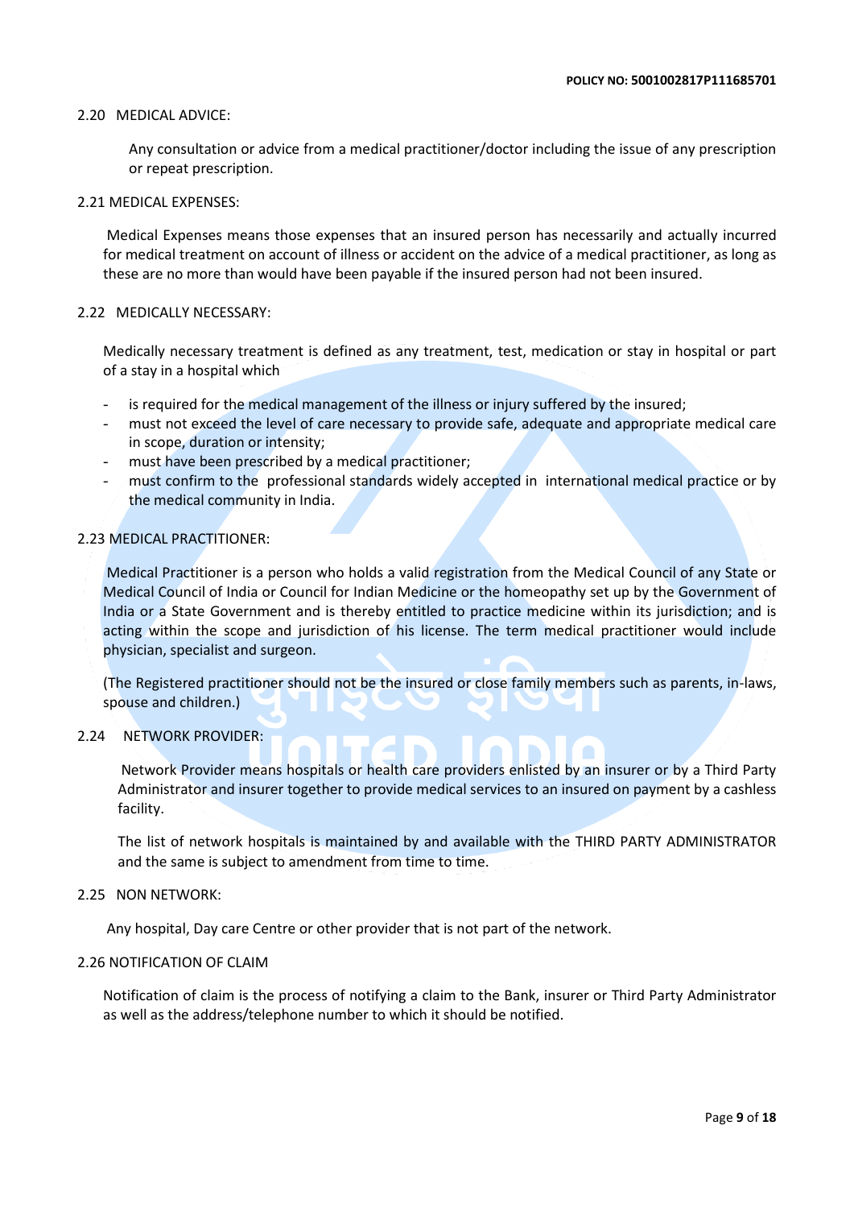2.20 MEDICAL ADVICE:

Any consultation or advice from a medical practitioner/doctor including the issue of any prescription or repeat prescription.

2.21 MEDICAL EXPENSES:

Medical Expenses means those expenses that an insured person has necessarily and actually incurred for medical treatment on account of illness or accident on the advice of a medical practitioner, as long as these are no more than would have been payable if the insured person had not been insured.

2.22 MEDICALLY NECESSARY:

Medically necessary treatment is defined as any treatment, test, medication or stay in hospital or part of a stay in a hospital which

- is required for the medical management of the illness or injury suffered by the insured;
- must not exceed the level of care necessary to provide safe, adequate and appropriate medical care in scope, duration or intensity;
- must have been prescribed by a medical practitioner;
- must confirm to the professional standards widely accepted in international medical practice or by the medical community in India.

2.23 MEDICAL PRACTITIONER:

Medical Practitioner is a person who holds a valid registration from the Medical Council of any State or Medical Council of India or Council for Indian Medicine or the homeopathy set up by the Government of India or a State Government and is thereby entitled to practice medicine within its jurisdiction; and is acting within the scope and jurisdiction of his license. The term medical practitioner would include physician, specialist and surgeon.

(The Registered practitioner should not be the insured or close family members such as parents, in-laws, spouse and children.)

2.24 NETWORK PROVIDER:

Network Provider means hospitals or health care providers enlisted by an insurer or by a Third Party Administrator and insurer together to provide medical services to an insured on payment by a cashless facility.

The list of network hospitals is maintained by and available with the THIRD PARTY ADMINISTRATOR and the same is subject to amendment from time to time.

2.25 NON NETWORK:

Any hospital, Day care Centre or other provider that is not part of the network.

2.26 NOTIFICATION OF CLAIM

Notification of claim is the process of notifying a claim to the Bank, insurer or Third Party Administrator as well as the address/telephone number to which it should be notified.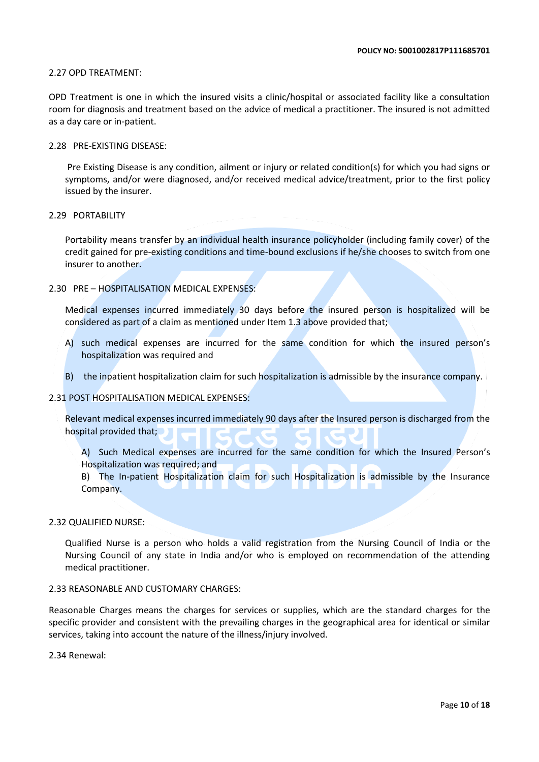2.27 OPD TREATMENT:

OPD Treatment is one in which the insured visits a clinic/hospital or associated facility like a consultation room for diagnosis and treatment based on the advice of medical a practitioner. The insured is not admitted as a day care or in-patient.

2.28 PRE-EXISTING DISEASE:

Pre Existing Disease is any condition, ailment or injury or related condition(s) for which you had signs or symptoms, and/or were diagnosed, and/or received medical advice/treatment, prior to the first policy issued by the insurer.

2.29 PORTABILITY

Portability means transfer by an individual health insurance policyholder (including family cover) of the credit gained for pre-existing conditions and time-bound exclusions if he/she chooses to switch from one insurer to another.

2.30 PRE – HOSPITALISATION MEDICAL EXPENSES:

Medical expenses incurred immediately 30 days before the insured person is hospitalized will be considered as part of a claim as mentioned under Item 1.3 above provided that;

A) such medical expenses are incurred for the same condition for which the insured person's hospitalization was required and

B) the inpatient hospitalization claim for such hospitalization is admissible by the insurance company.

2.31 POST HOSPITALISATION MEDICAL EXPENSES:

Relevant medical expenses incurred immediately 90 days after the Insured person is discharged from the hospital provided that;

A) Such Medical expenses are incurred for the same condition for which the Insured Person's Hospitalization was required; and
B) The In-patient Hospitalization claim for such Hospitalization is admissible by the Insurance Company.

2.32 QUALIFIED NURSE:

Qualified Nurse is a person who holds a valid registration from the Nursing Council of India or the Nursing Council of any state in India and/or who is employed on recommendation of the attending medical practitioner.

2.33 REASONABLE AND CUSTOMARY CHARGES:

Reasonable Charges means the charges for services or supplies, which are the standard charges for the specific provider and consistent with the prevailing charges in the geographical area for identical or similar services, taking into account the nature of the illness/injury involved.

2.34 Renewal: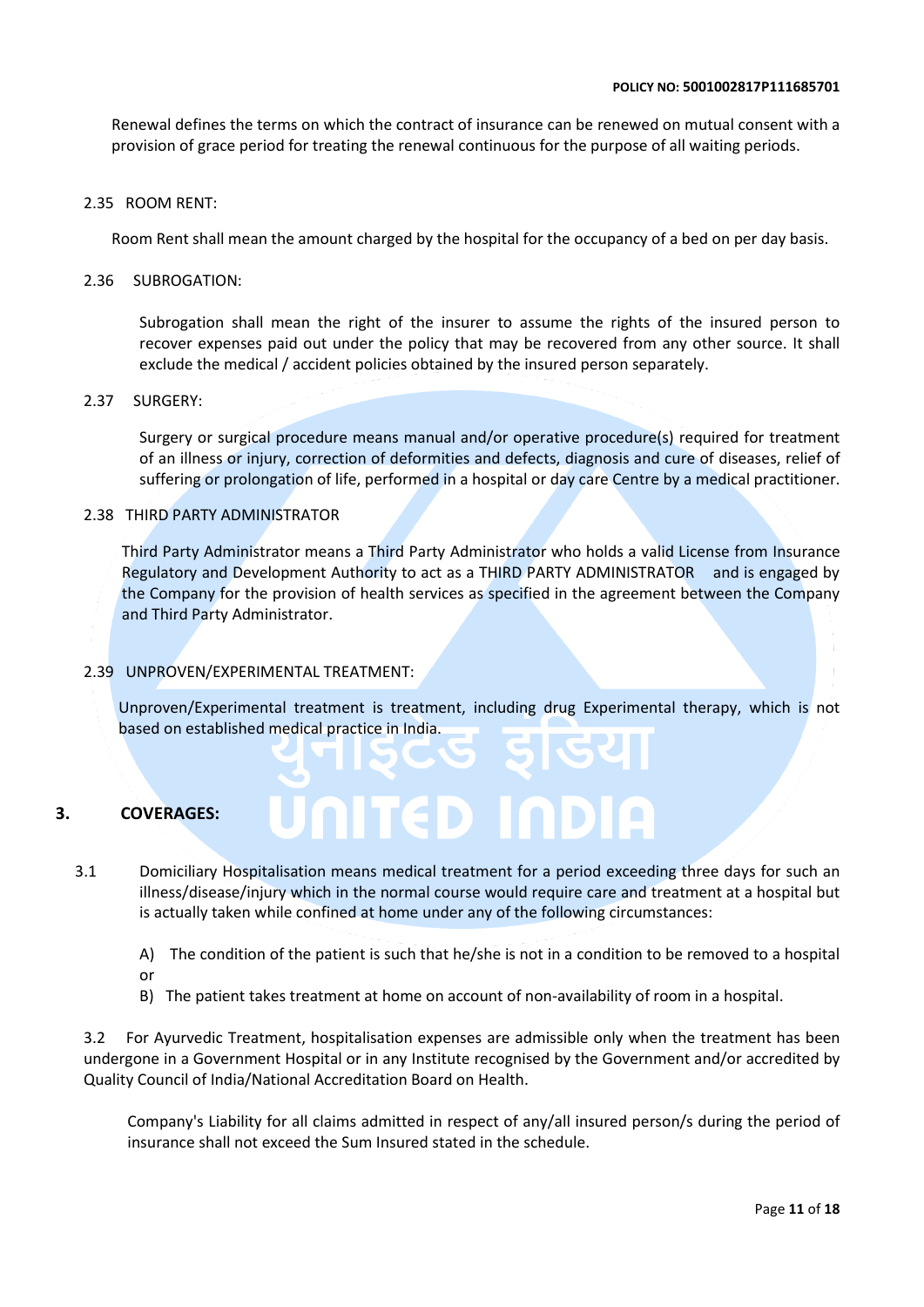Renewal defines the terms on which the contract of insurance can be renewed on mutual consent with a provision of grace period for treating the renewal continuous for the purpose of all waiting periods.

2.35 ROOM RENT:

Room Rent shall mean the amount charged by the hospital for the occupancy of a bed on per day basis.

2.36 SUBROGATION:

Subrogation shall mean the right of the insurer to assume the rights of the insured person to recover expenses paid out under the policy that may be recovered from any other source. It shall exclude the medical / accident policies obtained by the insured person separately.

2.37 SURGERY:

Surgery or surgical procedure means manual and/or operative procedure(s) required for treatment of an illness or injury, correction of deformities and defects, diagnosis and cure of diseases, relief of suffering or prolongation of life, performed in a hospital or day care Centre by a medical practitioner.

2.38 THIRD PARTY ADMINISTRATOR

Third Party Administrator means a Third Party Administrator who holds a valid License from Insurance Regulatory and Development Authority to act as a THIRD PARTY ADMINISTRATOR and is engaged by the Company for the provision of health services as specified in the agreement between the Company and Third Party Administrator.

2.39 UNPROVEN/EXPERIMENTAL TREATMENT:

Unproven/Experimental treatment is treatment, including drug Experimental therapy, which is not based on established medical practice in India.

## 3. COVERAGES:

3.1 Domiciliary Hospitalisation means medical treatment for a period exceeding three days for such an illness/disease/injury which in the normal course would require care and treatment at a hospital but is actually taken while confined at home under any of the following circumstances:

A) The condition of the patient is such that he/she is not in a condition to be removed to a hospital or

B) The patient takes treatment at home on account of non-availability of room in a hospital.

3.2 For Ayurvedic Treatment, hospitalisation expenses are admissible only when the treatment has been undergone in a Government Hospital or in any Institute recognised by the Government and/or accredited by Quality Council of India/National Accreditation Board on Health.

Company's Liability for all claims admitted in respect of any/all insured person/s during the period of insurance shall not exceed the Sum Insured stated in the schedule.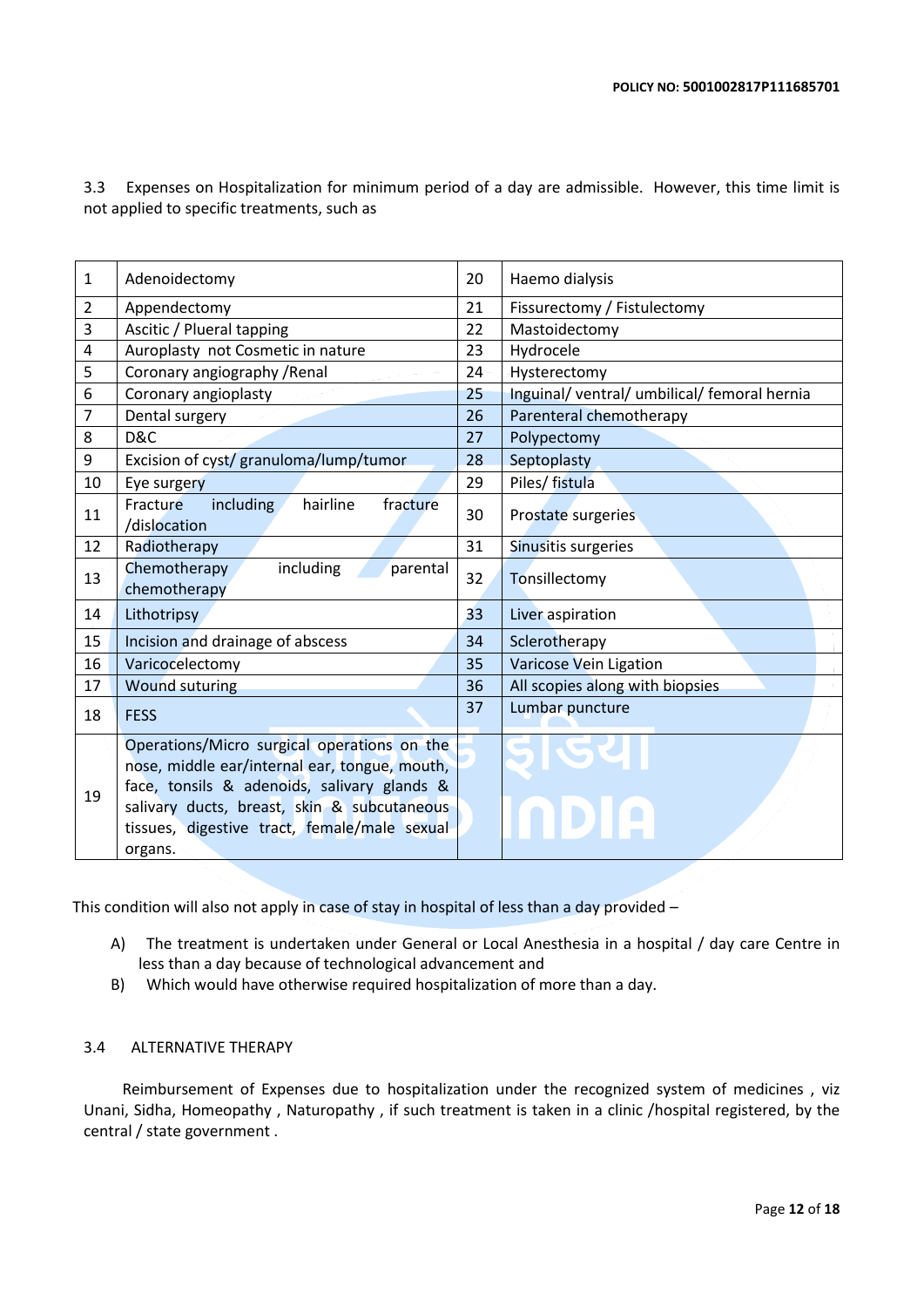3.3 Expenses on Hospitalization for minimum period of a day are admissible. However, this time limit is not applied to specific treatments, such as

| | | | |
|---|---|---|---|
| 1 | Adenoidectomy | 20 | Haemo dialysis |
| 2 | Appendectomy | 21 | Fissurectomy / Fistulectomy |
| 3 | Ascitic / Plueral tapping | 22 | Mastoidectomy |
| 4 | Auroplasty not Cosmetic in nature | 23 | Hydrocele |
| 5 | Coronary angiography /Renal | 24 | Hysterectomy |
| 6 | Coronary angioplasty | 25 | Inguinal/ ventral/ umbilical/ femoral hernia |
| 7 | Dental surgery | 26 | Parenteral chemotherapy |
| 8 | D&C | 27 | Polypectomy |
| 9 | Excision of cyst/ granuloma/lump/tumor | 28 | Septoplasty |
| 10 | Eye surgery | 29 | Piles/ fistula |
| 11 | Fracture including hairline fracture /dislocation | 30 | Prostate surgeries |
| 12 | Radiotherapy | 31 | Sinusitis surgeries |
| 13 | Chemotherapy including parental chemotherapy | 32 | Tonsillectomy |
| 14 | Lithotripsy | 33 | Liver aspiration |
| 15 | Incision and drainage of abscess | 34 | Sclerotherapy |
| 16 | Varicocelectomy | 35 | Varicose Vein Ligation |
| 17 | Wound suturing | 36 | All scopies along with biopsies |
| 18 | FESS | 37 | Lumbar puncture |
| 19 | Operations/Micro surgical operations on the nose, middle ear/internal ear, tongue, mouth, face, tonsils & adenoids, salivary glands & salivary ducts, breast, skin & subcutaneous tissues, digestive tract, female/male sexual organs. | | |

This condition will also not apply in case of stay in hospital of less than a day provided –

A) The treatment is undertaken under General or Local Anesthesia in a hospital / day care Centre in less than a day because of technological advancement and
B) Which would otherwise required hospitalization of more than a day.

3.4 ALTERNATIVE THERAPY

Reimbursement of Expenses due to hospitalization under the recognized system of medicines , viz Unani, Sidha, Homeopathy , Naturopathy , if such treatment is taken in a clinic /hospital registered, by the central / state government .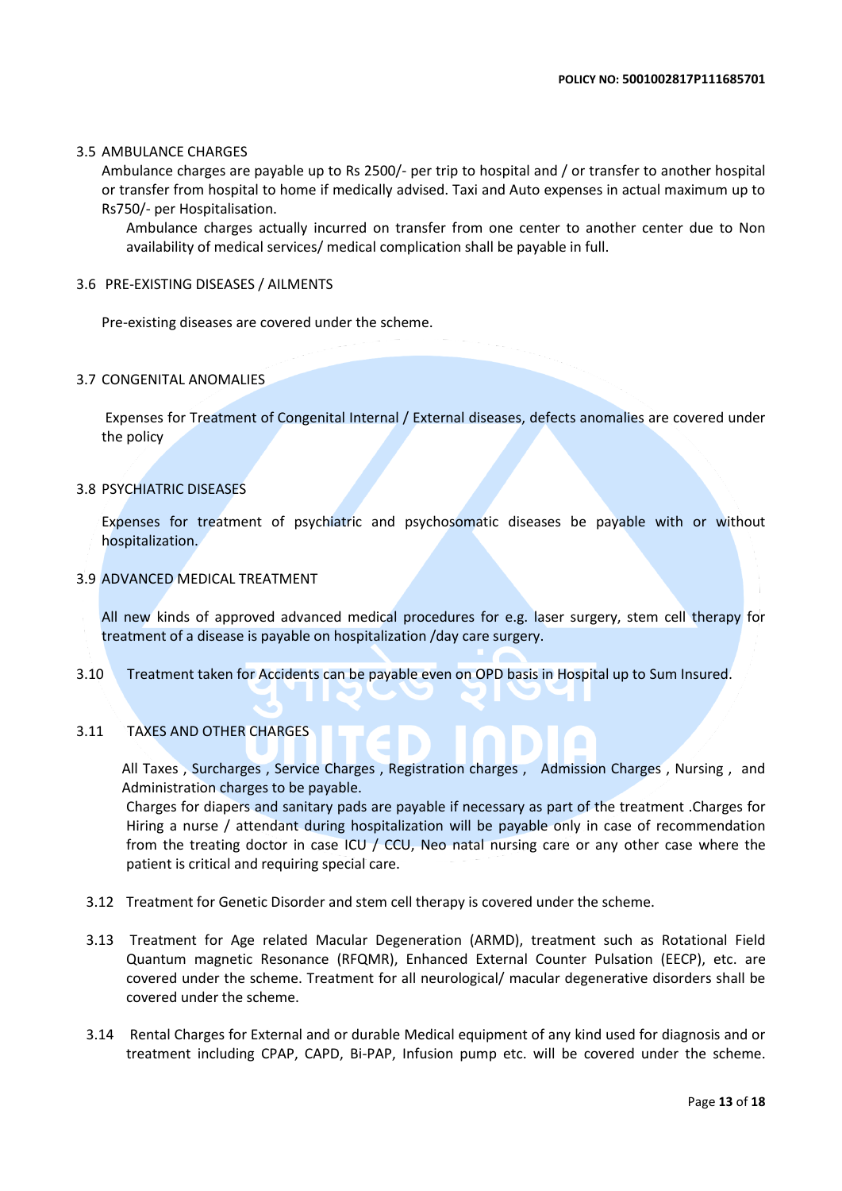### 3.5 AMBULANCE CHARGES

Ambulance charges are payable up to Rs 2500/- per trip to hospital and / or transfer to another hospital or transfer from hospital to home if medically advised. Taxi and Auto expenses in actual maximum up to Rs750/- per Hospitalisation.

Ambulance charges actually incurred on transfer from one center to another center due to Non availability of medical services/ medical complication shall be payable in full.

### 3.6 PRE-EXISTING DISEASES / AILMENTS

Pre-existing diseases are covered under the scheme.

### 3.7 CONGENITAL ANOMALIES

Expenses for Treatment of Congenital Internal / External diseases, defects anomalies are covered under the policy

### 3.8 PSYCHIATRIC DISEASES

Expenses for treatment of psychiatric and psychosomatic diseases be payable with or without hospitalization.

### 3.9 ADVANCED MEDICAL TREATMENT

All new kinds of approved advanced medical procedures for e.g. laser surgery, stem cell therapy for treatment of a disease is payable on hospitalization /day care surgery.

3.10 Treatment taken for Accidents can be payable even on OPD basis in Hospital up to Sum Insured.

### 3.11 TAXES AND OTHER CHARGES

All Taxes , Surcharges , Service Charges , Registration charges , Admission Charges , Nursing , and Administration charges to be payable.

Charges for diapers and sanitary pads are payable if necessary as part of the treatment .Charges for Hiring a nurse / attendant during hospitalization will be payable only in case of recommendation from the treating doctor in case ICU / CCU, Neo natal nursing care or any other case where the patient is critical and requiring special care.

3.12 Treatment for Genetic Disorder and stem cell therapy is covered under the scheme.

3.13 Treatment for Age related Macular Degeneration (ARMD), treatment such as Rotational Field Quantum magnetic Resonance (RFQMR), Enhanced External Counter Pulsation (EECP), etc. are covered under the scheme. Treatment for all neurological/ macular degenerative disorders shall be covered under the scheme.

3.14 Rental Charges for External and or durable Medical equipment of any kind used for diagnosis and or treatment including CPAP, CAPD, Bi-PAP, Infusion pump etc. will be covered under the scheme.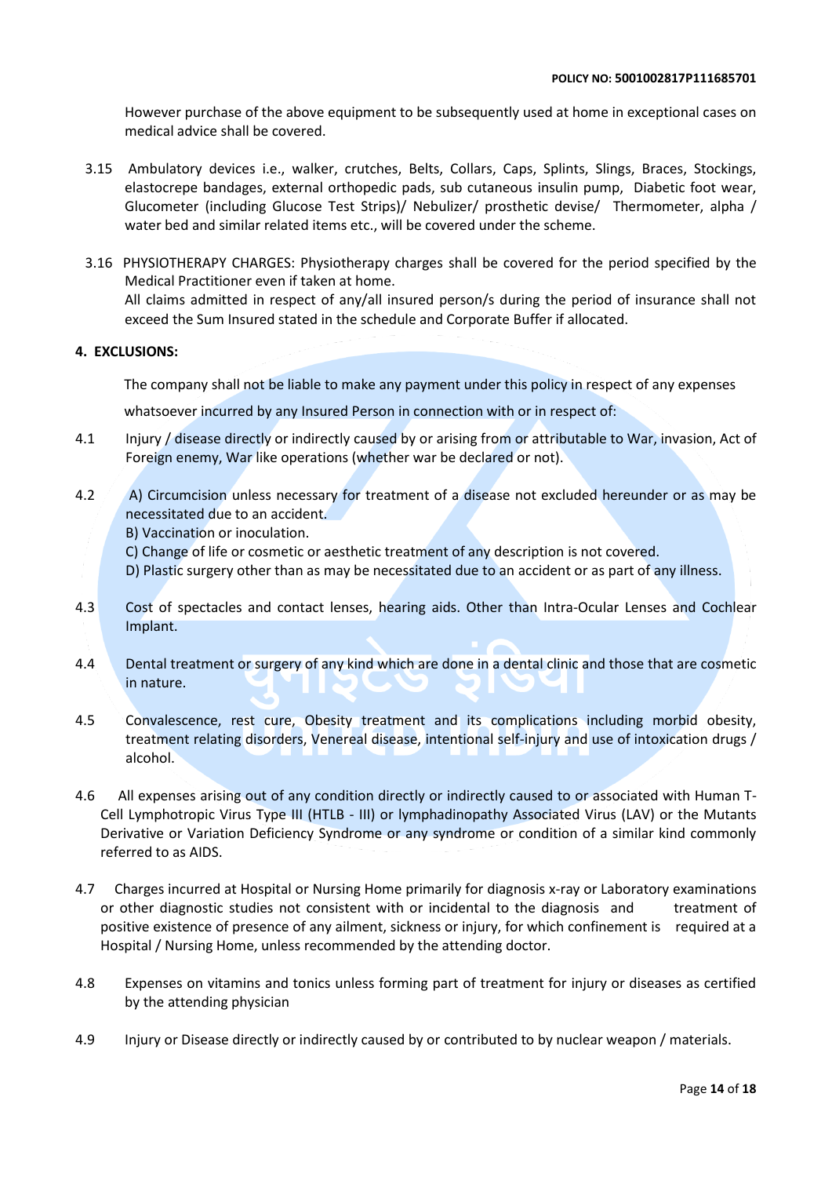However purchase of the above equipment to be subsequently used at home in exceptional cases on medical advice shall be covered.

3.15 Ambulatory devices i.e., walker, crutches, Belts, Collars, Caps, Splints, Slings, Braces, Stockings, elastocrepe bandages, external orthopedic pads, sub cutaneous insulin pump, Diabetic foot wear, Glucometer (including Glucose Test Strips)/ Nebulizer/ prosthetic devise/ Thermometer, alpha / water bed and similar related items etc., will be covered under the scheme.

3.16 PHYSIOTHERAPY CHARGES: Physiotherapy charges shall be covered for the period specified by the Medical Practitioner even if taken at home.
All claims admitted in respect of any/all insured person/s during the period of insurance shall not exceed the Sum Insured stated in the schedule and Corporate Buffer if allocated.

**4. EXCLUSIONS:**

The company shall not be liable to make any payment under this policy in respect of any expenses whatsoever incurred by any Insured Person in connection with or in respect of:

4.1 Injury / disease directly or indirectly caused by or arising from or attributable to War, invasion, Act of Foreign enemy, War like operations (whether war be declared or not).

4.2 A) Circumcision unless necessary for treatment of a disease not excluded hereunder or as may be necessitated due to an accident.
B) Vaccination or inoculation.
C) Change of life or cosmetic or aesthetic treatment of any description is not covered.
D) Plastic surgery other than as may be necessitated due to an accident or as part of any illness.

4.3 Cost of spectacles and contact lenses, hearing aids. Other than Intra-Ocular Lenses and Cochlear Implant.

4.4 Dental treatment or surgery of any kind which are done in a dental clinic and those that are cosmetic in nature.

4.5 Convalescence, rest cure, Obesity treatment and its complications including morbid obesity, treatment relating disorders, Venereal disease, intentional self-injury and use of intoxication drugs / alcohol.

4.6 All expenses arising out of any condition directly or indirectly caused to or associated with Human T-Cell Lymphotropic Virus Type III (HTLB - III) or lymphadinopathy Associated Virus (LAV) or the Mutants Derivative or Variation Deficiency Syndrome or any syndrome or condition of a similar kind commonly referred to as AIDS.

4.7 Charges incurred at Hospital or Nursing Home primarily for diagnosis x-ray or Laboratory examinations or other diagnostic studies not consistent with or incidental to the diagnosis and treatment of positive existence of presence of any ailment, sickness or injury, for which confinement is required at a Hospital / Nursing Home, unless recommended by the attending doctor.

4.8 Expenses on vitamins and tonics unless forming part of treatment for injury or diseases as certified by the attending physician

4.9 Injury or Disease directly or indirectly caused by or contributed to by nuclear weapon / materials.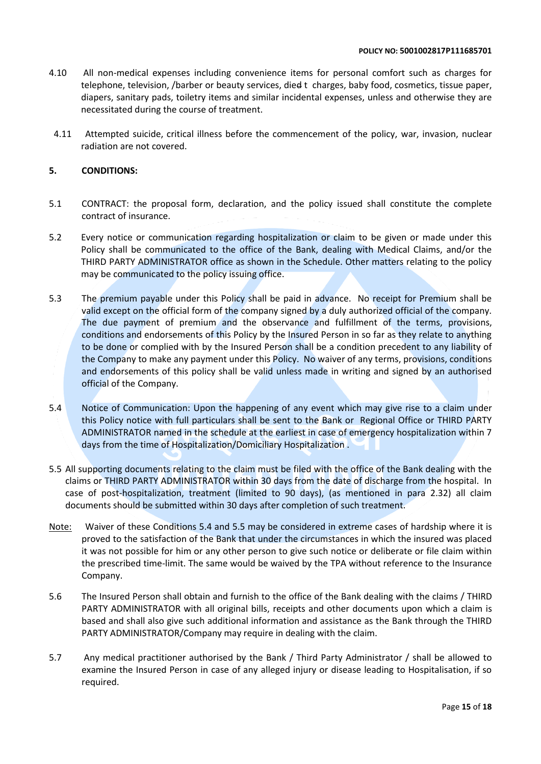4.10 All non-medical expenses including convenience items for personal comfort such as charges for telephone, television, /barber or beauty services, died t charges, baby food, cosmetics, tissue paper, diapers, sanitary pads, toiletry items and similar incidental expenses, unless and otherwise they are necessitated during the course of treatment.

4.11 Attempted suicide, critical illness before the commencement of the policy, war, invasion, nuclear radiation are not covered.

## 5. CONDITIONS:

5.1 CONTRACT: the proposal form, declaration, and the policy issued shall constitute the complete contract of insurance.

5.2 Every notice or communication regarding hospitalization or claim to be given or made under this Policy shall be communicated to the office of the Bank, dealing with Medical Claims, and/or the THIRD PARTY ADMINISTRATOR office as shown in the Schedule. Other matters relating to the policy may be communicated to the policy issuing office.

5.3 The premium payable under this Policy shall be paid in advance. No receipt for Premium shall be valid except on the official form of the company signed by a duly authorized official of the company. The due payment of premium and the observance and fulfillment of the terms, provisions, conditions and endorsements of this Policy by the Insured Person in so far as they relate to anything to be done or complied with by the Insured Person shall be a condition precedent to any liability of the Company to make any payment under this Policy. No waiver of any terms, provisions, conditions and endorsements of this policy shall be valid unless made in writing and signed by an authorised official of the Company.

5.4 Notice of Communication: Upon the happening of any event which may give rise to a claim under this Policy notice with full particulars shall be sent to the Bank or Regional Office or THIRD PARTY ADMINISTRATOR named in the schedule at the earliest in case of emergency hospitalization within 7 days from the time of Hospitalization/Domiciliary Hospitalization .

5.5 All supporting documents relating to the claim must be filed with the office of the Bank dealing with the claims or THIRD PARTY ADMINISTRATOR within 30 days from the date of discharge from the hospital. In case of post-hospitalization, treatment (limited to 90 days), (as mentioned in para 2.32) all claim documents should be submitted within 30 days after completion of such treatment.

Note: Waiver of these Conditions 5.4 and 5.5 may be considered in extreme cases of hardship where it is proved to the satisfaction of the Bank that under the circumstances in which the insured was placed it was not possible for him or any other person to give such notice or deliberate or file claim within the prescribed time-limit. The same would be waived by the TPA without reference to the Insurance Company.

5.6 The Insured Person shall obtain and furnish to the office of the Bank dealing with the claims / THIRD PARTY ADMINISTRATOR with all original bills, receipts and other documents upon which a claim is based and shall also give such additional information and assistance as the Bank through the THIRD PARTY ADMINISTRATOR/Company may require in dealing with the claim.

5.7 Any medical practitioner authorised by the Bank / Third Party Administrator / shall be allowed to examine the Insured Person in case of any alleged injury or disease leading to Hospitalisation, if so required.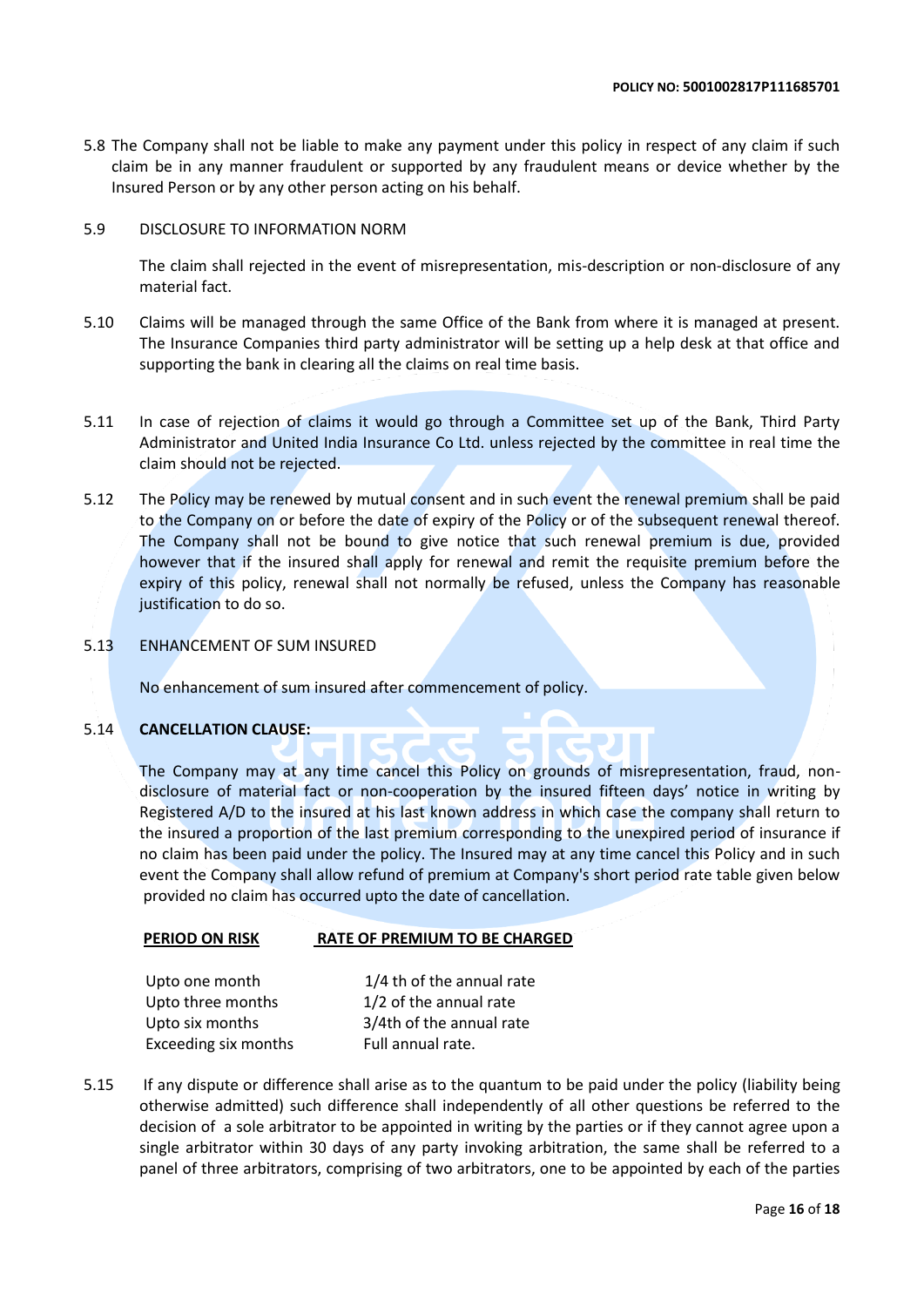5.8 The Company shall not be liable to make any payment under this policy in respect of any claim if such claim be in any manner fraudulent or supported by any fraudulent means or device whether by the Insured Person or by any other person acting on his behalf.

5.9 DISCLOSURE TO INFORMATION NORM

The claim shall rejected in the event of misrepresentation, mis-description or non-disclosure of any material fact.

5.10 Claims will be managed through the same Office of the Bank from where it is managed at present. The Insurance Companies third party administrator will be setting up a help desk at that office and supporting the bank in clearing all the claims on real time basis.

5.11 In case of rejection of claims it would go through a Committee set up of the Bank, Third Party Administrator and United India Insurance Co Ltd. unless rejected by the committee in real time the claim should not be rejected.

5.12 The Policy may be renewed by mutual consent and in such event the renewal premium shall be paid to the Company on or before the date of expiry of the Policy or of the subsequent renewal thereof. The Company shall not be bound to give notice that such renewal premium is due, provided however that if the insured shall apply for renewal and remit the requisite premium before the expiry of this policy, renewal shall not normally be refused, unless the Company has reasonable justification to do so.

5.13 ENHANCEMENT OF SUM INSURED

No enhancement of sum insured after commencement of policy.

5.14 **CANCELLATION CLAUSE:**

The Company may at any time cancel this Policy on grounds of misrepresentation, fraud, non-disclosure of material fact or non-cooperation by the insured fifteen days' notice in writing by Registered A/D to the insured at his last known address in which case the company shall return to the insured a proportion of the last premium corresponding to the unexpired period of insurance if no claim has been paid under the policy. The Insured may at any time cancel this Policy and in such event the Company shall allow refund of premium at Company's short period rate table given below provided no claim has occurred upto the date of cancellation.

| PERIOD ON RISK | RATE OF PREMIUM TO BE CHARGED |
|---|---|
| Upto one month | 1/4 th of the annual rate |
| Upto three months | 1/2 of the annual rate |
| Upto six months | 3/4th of the annual rate |
| Exceeding six months | Full annual rate. |

5.15 If any dispute or difference shall arise as to the quantum to be paid under the policy (liability being otherwise admitted) such difference shall independently of all other questions be referred to the decision of a sole arbitrator to be appointed in writing by the parties or if they cannot agree upon a single arbitrator within 30 days of any party invoking arbitration, the same shall be referred to a panel of three arbitrators, comprising of two arbitrators, one to be appointed by each of the parties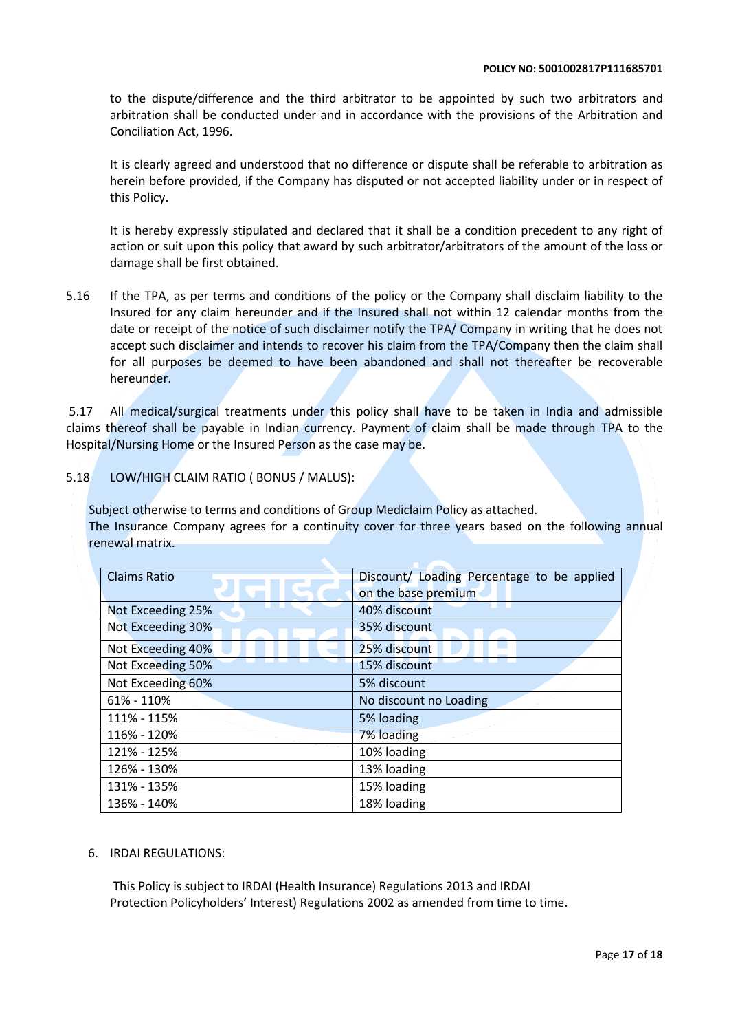to the dispute/difference and the third arbitrator to be appointed by such two arbitrators and arbitration shall be conducted under and in accordance with the provisions of the Arbitration and Conciliation Act, 1996.

It is clearly agreed and understood that no difference or dispute shall be referable to arbitration as herein before provided, if the Company has disputed or not accepted liability under or in respect of this Policy.

It is hereby expressly stipulated and declared that it shall be a condition precedent to any right of action or suit upon this policy that award by such arbitrator/arbitrators of the amount of the loss or damage shall be first obtained.

5.16 If the TPA, as per terms and conditions of the policy or the Company shall disclaim liability to the Insured for any claim hereunder and if the Insured shall not within 12 calendar months from the date or receipt of the notice of such disclaimer notify the TPA/ Company in writing that he does not accept such disclaimer and intends to recover his claim from the TPA/Company then the claim shall for all purposes be deemed to have been abandoned and shall not thereafter be recoverable hereunder.

5.17 All medical/surgical treatments under this policy shall have to be taken in India and admissible claims thereof shall be payable in Indian currency. Payment of claim shall be made through TPA to the Hospital/Nursing Home or the Insured Person as the case may be.

5.18 LOW/HIGH CLAIM RATIO ( BONUS / MALUS):

Subject otherwise to terms and conditions of Group Mediclaim Policy as attached.
The Insurance Company agrees for a continuity cover for three years based on the following annual renewal matrix.

| Claims Ratio | Discount/ Loading Percentage to be applied on the base premium |
|---|---|
| Not Exceeding 25% | 40% discount |
| Not Exceeding 30% | 35% discount |
| Not Exceeding 40% | 25% discount |
| Not Exceeding 50% | 15% discount |
| Not Exceeding 60% | 5% discount |
| 61% - 110% | No discount no Loading |
| 111% - 115% | 5% loading |
| 116% - 120% | 7% loading |
| 121% - 125% | 10% loading |
| 126% - 130% | 13% loading |
| 131% - 135% | 15% loading |
| 136% - 140% | 18% loading |

6. IRDAI REGULATIONS:

This Policy is subject to IRDAI (Health Insurance) Regulations 2013 and IRDAI Protection Policyholders' Interest) Regulations 2002 as amended from time to time.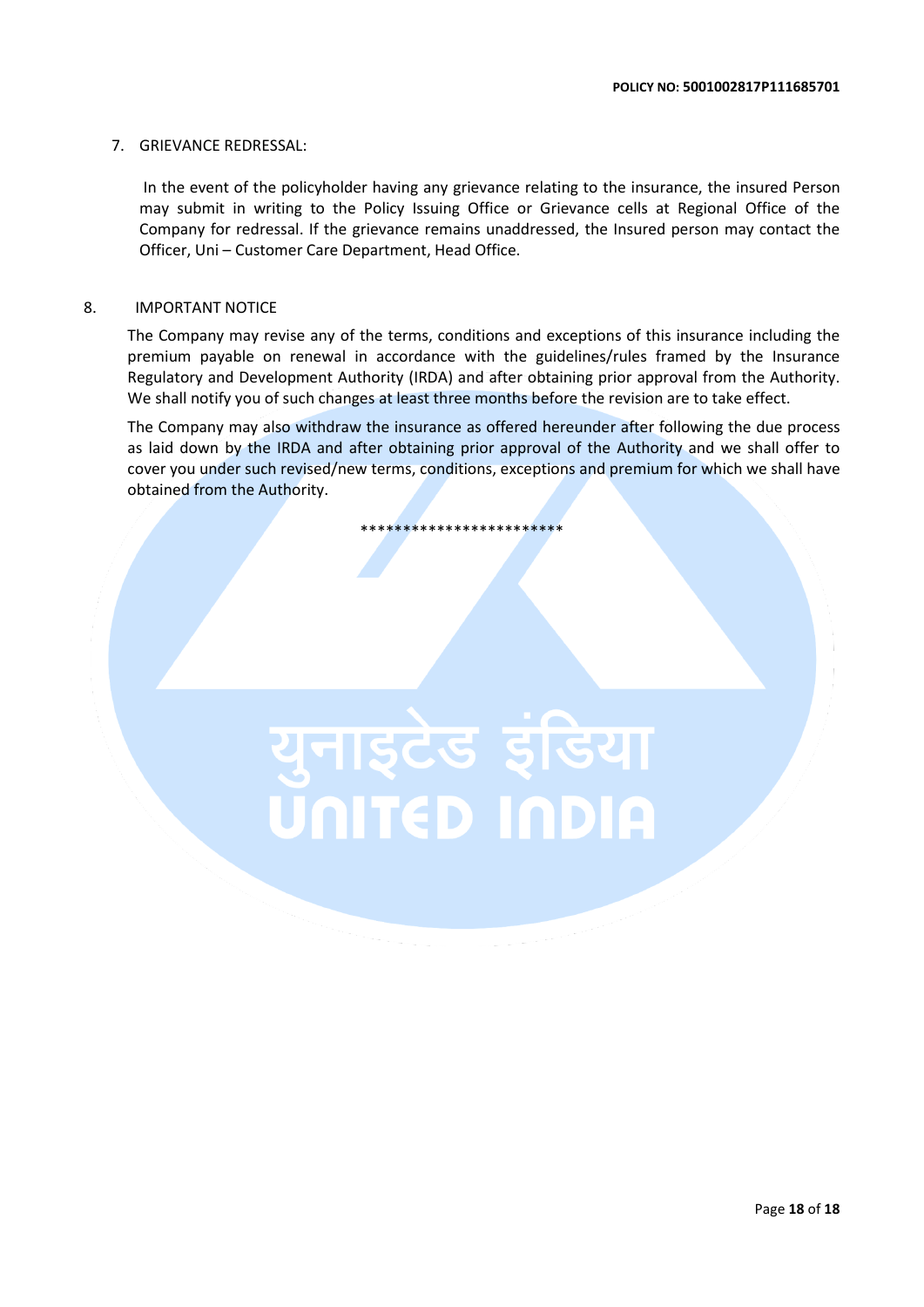7. GRIEVANCE REDRESSAL:

   In the event of the policyholder having any grievance relating to the insurance, the insured Person may submit in writing to the Policy Issuing Office or Grievance cells at Regional Office of the Company for redressal. If the grievance remains unaddressed, the Insured person may contact the Officer, Uni – Customer Care Department, Head Office.

8. IMPORTANT NOTICE

   The Company may revise any of the terms, conditions and exceptions of this insurance including the premium payable on renewal in accordance with the guidelines/rules framed by the Insurance Regulatory and Development Authority (IRDA) and after obtaining prior approval from the Authority. We shall notify you of such changes at least three months before the revision are to take effect.

   The Company may also withdraw the insurance as offered hereunder after following the due process as laid down by the IRDA and after obtaining prior approval of the Authority and we shall offer to cover you under such revised/new terms, conditions, exceptions and premium for which we shall have obtained from the Authority.

************************